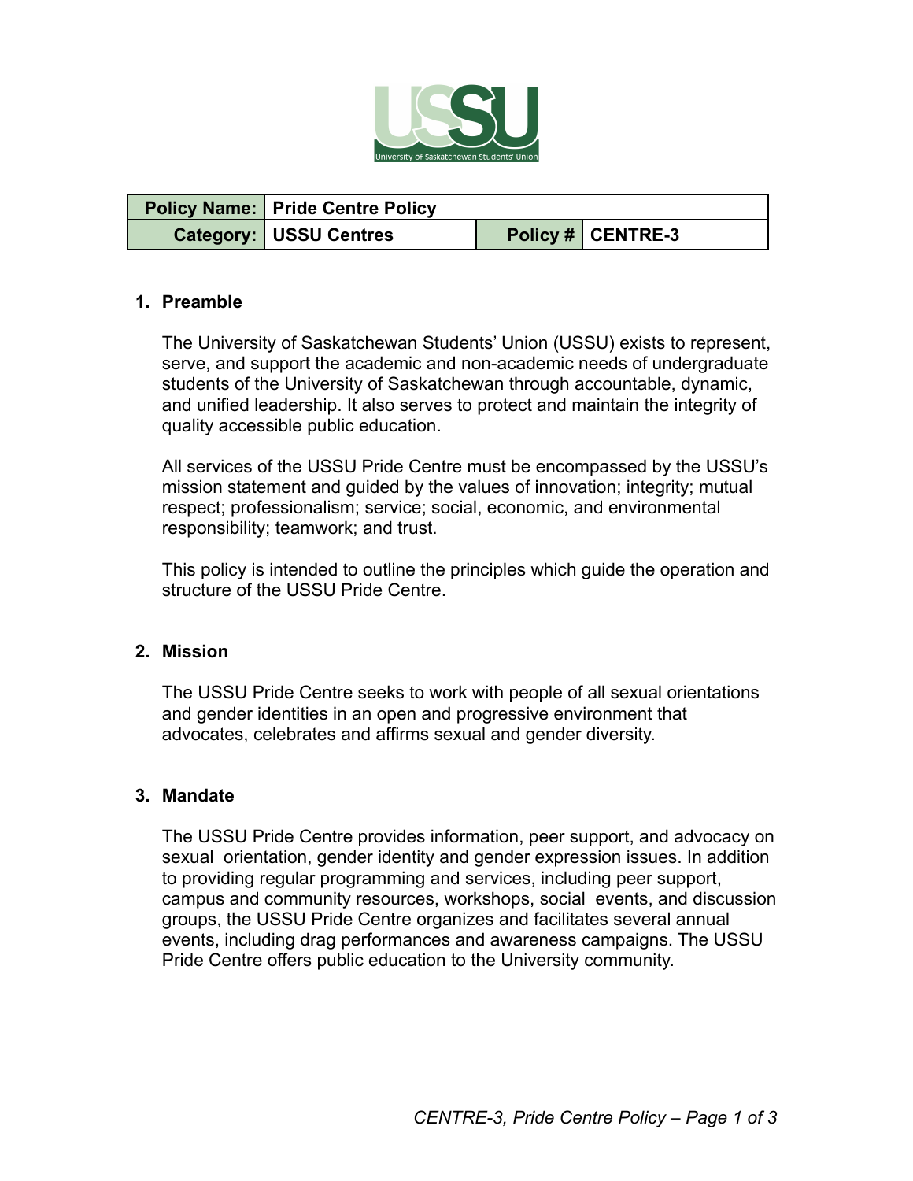| Policy Name: | Pride Centre Policy | | |
|---|---|---|---|
| Category: | USSU Centres | Policy # | CENTRE-3 |

## 1. Preamble

The University of Saskatchewan Students' Union (USSU) exists to represent, serve, and support the academic and non-academic needs of undergraduate students of the University of Saskatchewan through accountable, dynamic, and unified leadership. It also serves to protect and maintain the integrity of quality accessible public education.

All services of the USSU Pride Centre must be encompassed by the USSU's mission statement and guided by the values of innovation; integrity; mutual respect; professionalism; service; social, economic, and environmental responsibility; teamwork; and trust.

This policy is intended to outline the principles which guide the operation and structure of the USSU Pride Centre.

## 2. Mission

The USSU Pride Centre seeks to work with people of all sexual orientations and gender identities in an open and progressive environment that advocates, celebrates and affirms sexual and gender diversity.

## 3. Mandate

The USSU Pride Centre provides information, peer support, and advocacy on sexual orientation, gender identity and gender expression issues. In addition to providing regular programming and services, including peer support, campus and community resources, workshops, social events, and discussion groups, the USSU Pride Centre organizes and facilitates several annual events, including drag performances and awareness campaigns. The USSU Pride Centre offers public education to the University community.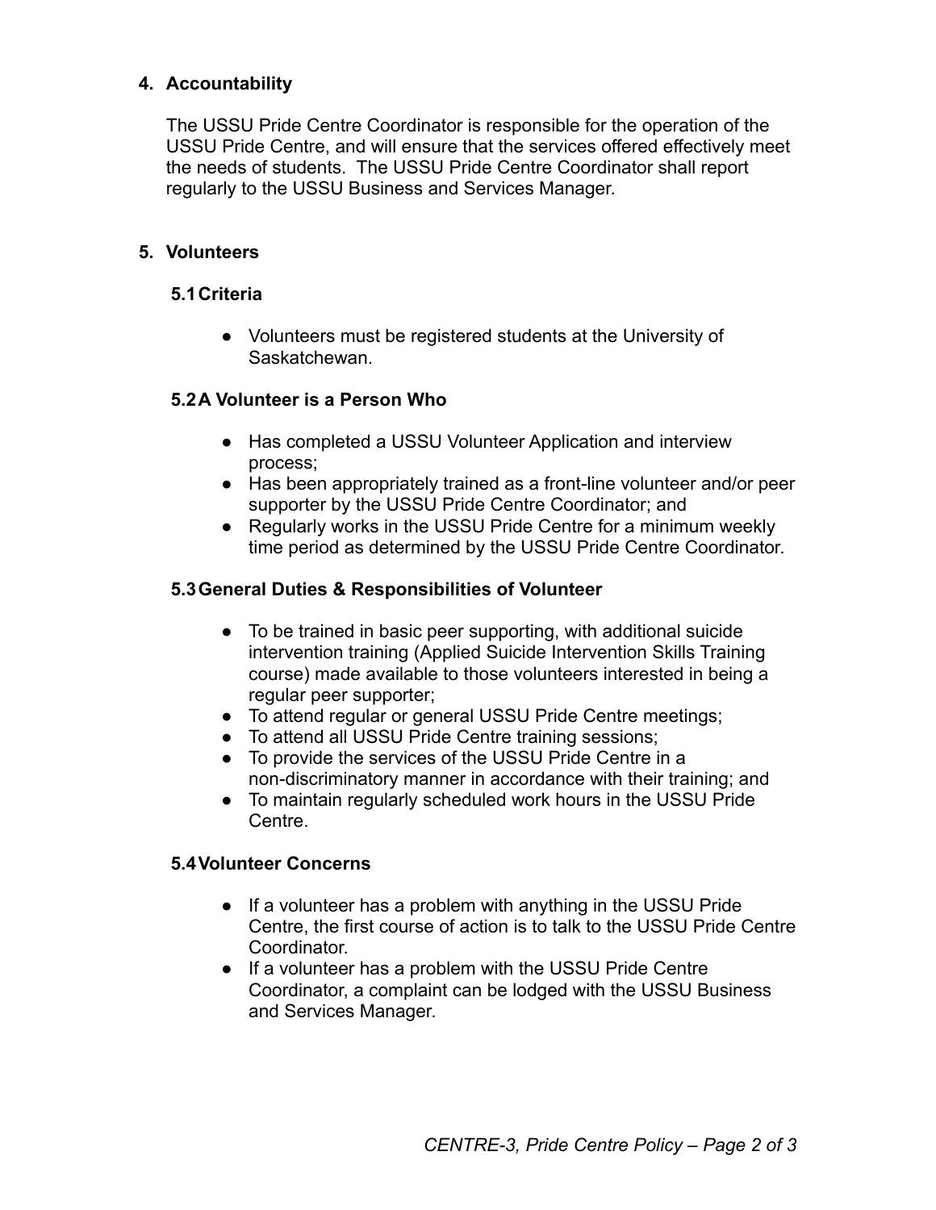## 4. Accountability

The USSU Pride Centre Coordinator is responsible for the operation of the USSU Pride Centre, and will ensure that the services offered effectively meet the needs of students. The USSU Pride Centre Coordinator shall report regularly to the USSU Business and Services Manager.

## 5. Volunteers

### 5.1 Criteria

- Volunteers must be registered students at the University of Saskatchewan.

### 5.2 A Volunteer is a Person Who

- Has completed a USSU Volunteer Application and interview process;
- Has been appropriately trained as a front-line volunteer and/or peer supporter by the USSU Pride Centre Coordinator; and
- Regularly works in the USSU Pride Centre for a minimum weekly time period as determined by the USSU Pride Centre Coordinator.

### 5.3 General Duties & Responsibilities of Volunteer

- To be trained in basic peer supporting, with additional suicide intervention training (Applied Suicide Intervention Skills Training course) made available to those volunteers interested in being a regular peer supporter;
- To attend regular or general USSU Pride Centre meetings;
- To attend all USSU Pride Centre training sessions;
- To provide the services of the USSU Pride Centre in a non-discriminatory manner in accordance with their training; and
- To maintain regularly scheduled work hours in the USSU Pride Centre.

### 5.4 Volunteer Concerns

- If a volunteer has a problem with anything in the USSU Pride Centre, the first course of action is to talk to the USSU Pride Centre Coordinator.
- If a volunteer has a problem with the USSU Pride Centre Coordinator, a complaint can be lodged with the USSU Business and Services Manager.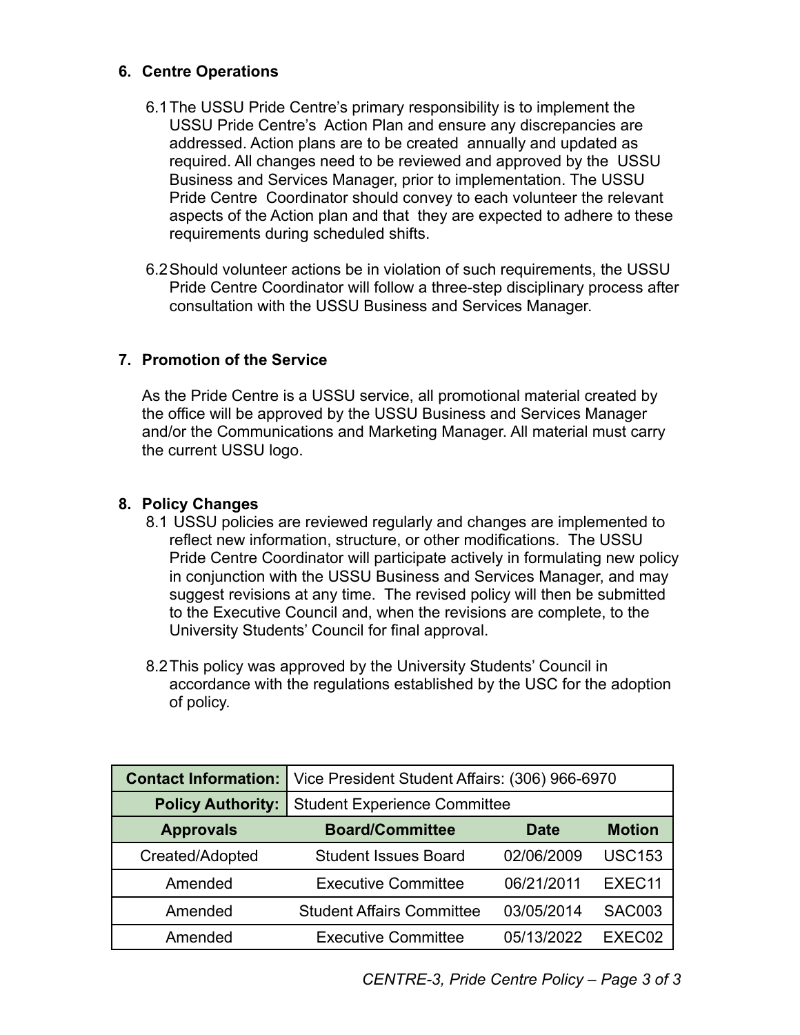## 6. Centre Operations

6.1 The USSU Pride Centre's primary responsibility is to implement the USSU Pride Centre's Action Plan and ensure any discrepancies are addressed. Action plans are to be created annually and updated as required. All changes need to be reviewed and approved by the USSU Business and Services Manager, prior to implementation. The USSU Pride Centre Coordinator should convey to each volunteer the relevant aspects of the Action plan and that they are expected to adhere to these requirements during scheduled shifts.

6.2 Should volunteer actions be in violation of such requirements, the USSU Pride Centre Coordinator will follow a three-step disciplinary process after consultation with the USSU Business and Services Manager.

## 7. Promotion of the Service

As the Pride Centre is a USSU service, all promotional material created by the office will be approved by the USSU Business and Services Manager and/or the Communications and Marketing Manager. All material must carry the current USSU logo.

## 8. Policy Changes

8.1 USSU policies are reviewed regularly and changes are implemented to reflect new information, structure, or other modifications. The USSU Pride Centre Coordinator will participate actively in formulating new policy in conjunction with the USSU Business and Services Manager, and may suggest revisions at any time. The revised policy will then be submitted to the Executive Council and, when the revisions are complete, to the University Students' Council for final approval.

8.2 This policy was approved by the University Students' Council in accordance with the regulations established by the USC for the adoption of policy.

| **Contact Information:** | Vice President Student Affairs: (306) 966-6970 | | |
|---|---|---|---|
| **Policy Authority:** | Student Experience Committee | | |
| **Approvals** | **Board/Committee** | **Date** | **Motion** |
| Created/Adopted | Student Issues Board | 02/06/2009 | USC153 |
| Amended | Executive Committee | 06/21/2011 | EXEC11 |
| Amended | Student Affairs Committee | 03/05/2014 | SAC003 |
| Amended | Executive Committee | 05/13/2022 | EXEC02 |